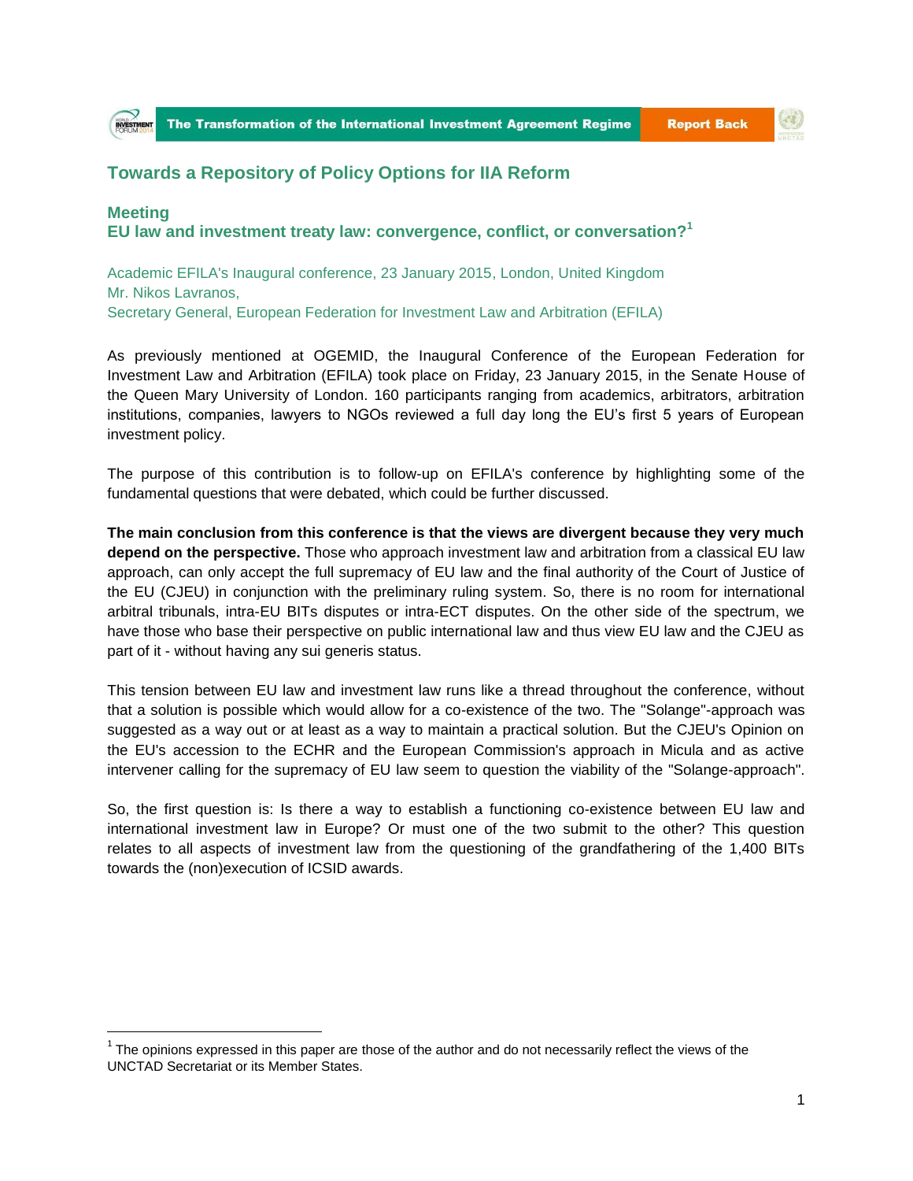## Towards a Repository of Policy Options for IIA Reform

### Meeting
### EU law and investment treaty law: convergence, conflict, or conversation?[1]

Academic EFILA's Inaugural conference, 23 January 2015, London, United Kingdom
Mr. Nikos Lavranos,
Secretary General, European Federation for Investment Law and Arbitration (EFILA)

As previously mentioned at OGEMID, the Inaugural Conference of the European Federation for Investment Law and Arbitration (EFILA) took place on Friday, 23 January 2015, in the Senate House of the Queen Mary University of London. 160 participants ranging from academics, arbitrators, arbitration institutions, companies, lawyers to NGOs reviewed a full day long the EU's first 5 years of European investment policy.

The purpose of this contribution is to follow-up on EFILA's conference by highlighting some of the fundamental questions that were debated, which could be further discussed.

**The main conclusion from this conference is that the views are divergent because they very much depend on the perspective.** Those who approach investment law and arbitration from a classical EU law approach, can only accept the full supremacy of EU law and the final authority of the Court of Justice of the EU (CJEU) in conjunction with the preliminary ruling system. So, there is no room for international arbitral tribunals, intra-EU BITs disputes or intra-ECT disputes. On the other side of the spectrum, we have those who base their perspective on public international law and thus view EU law and the CJEU as part of it - without having any sui generis status.

This tension between EU law and investment law runs like a thread throughout the conference, without that a solution is possible which would allow for a co-existence of the two. The "Solange"-approach was suggested as a way out or at least as a way to maintain a practical solution. But the CJEU's Opinion on the EU's accession to the ECHR and the European Commission's approach in Micula and as active intervener calling for the supremacy of EU law seem to question the viability of the "Solange-approach".

So, the first question is: Is there a way to establish a functioning co-existence between EU law and international investment law in Europe? Or must one of the two submit to the other? This question relates to all aspects of investment law from the questioning of the grandfathering of the 1,400 BITs towards the (non)execution of ICSID awards.

[1] The opinions expressed in this paper are those of the author and do not necessarily reflect the views of the UNCTAD Secretariat or its Member States.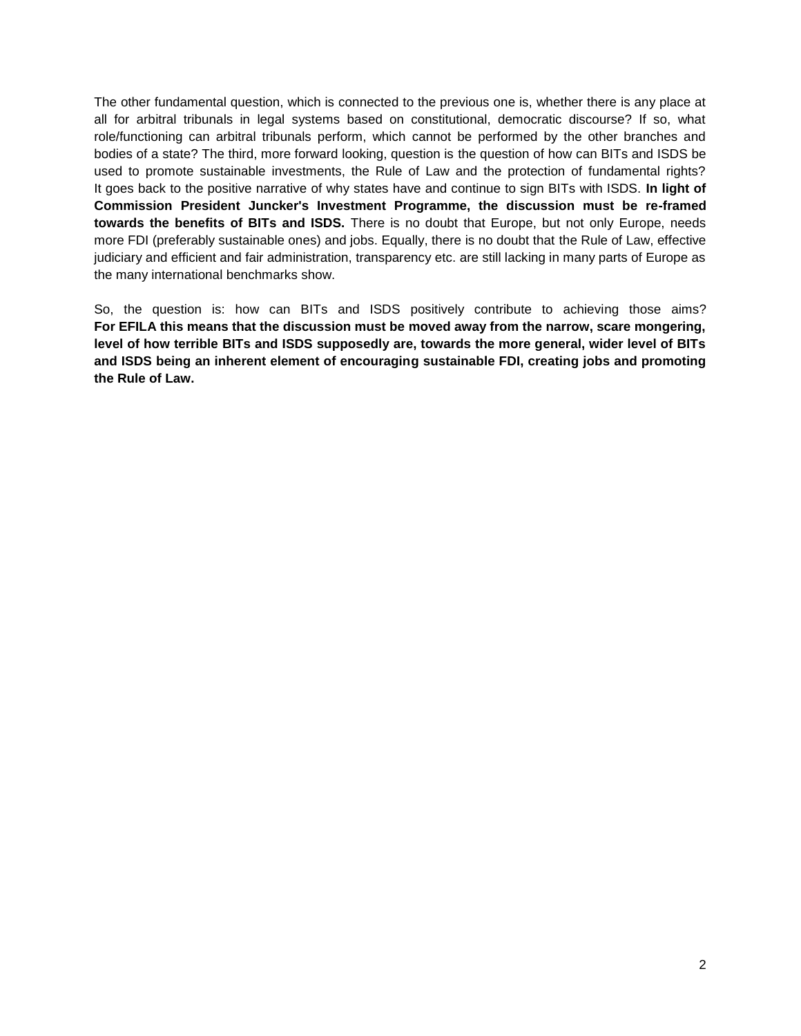The other fundamental question, which is connected to the previous one is, whether there is any place at all for arbitral tribunals in legal systems based on constitutional, democratic discourse? If so, what role/functioning can arbitral tribunals perform, which cannot be performed by the other branches and bodies of a state? The third, more forward looking, question is the question of how can BITs and ISDS be used to promote sustainable investments, the Rule of Law and the protection of fundamental rights? It goes back to the positive narrative of why states have and continue to sign BITs with ISDS. **In light of Commission President Juncker's Investment Programme, the discussion must be re-framed towards the benefits of BITs and ISDS.** There is no doubt that Europe, but not only Europe, needs more FDI (preferably sustainable ones) and jobs. Equally, there is no doubt that the Rule of Law, effective judiciary and efficient and fair administration, transparency etc. are still lacking in many parts of Europe as the many international benchmarks show.

So, the question is: how can BITs and ISDS positively contribute to achieving those aims? **For EFILA this means that the discussion must be moved away from the narrow, scare mongering, level of how terrible BITs and ISDS supposedly are, towards the more general, wider level of BITs and ISDS being an inherent element of encouraging sustainable FDI, creating jobs and promoting the Rule of Law.**